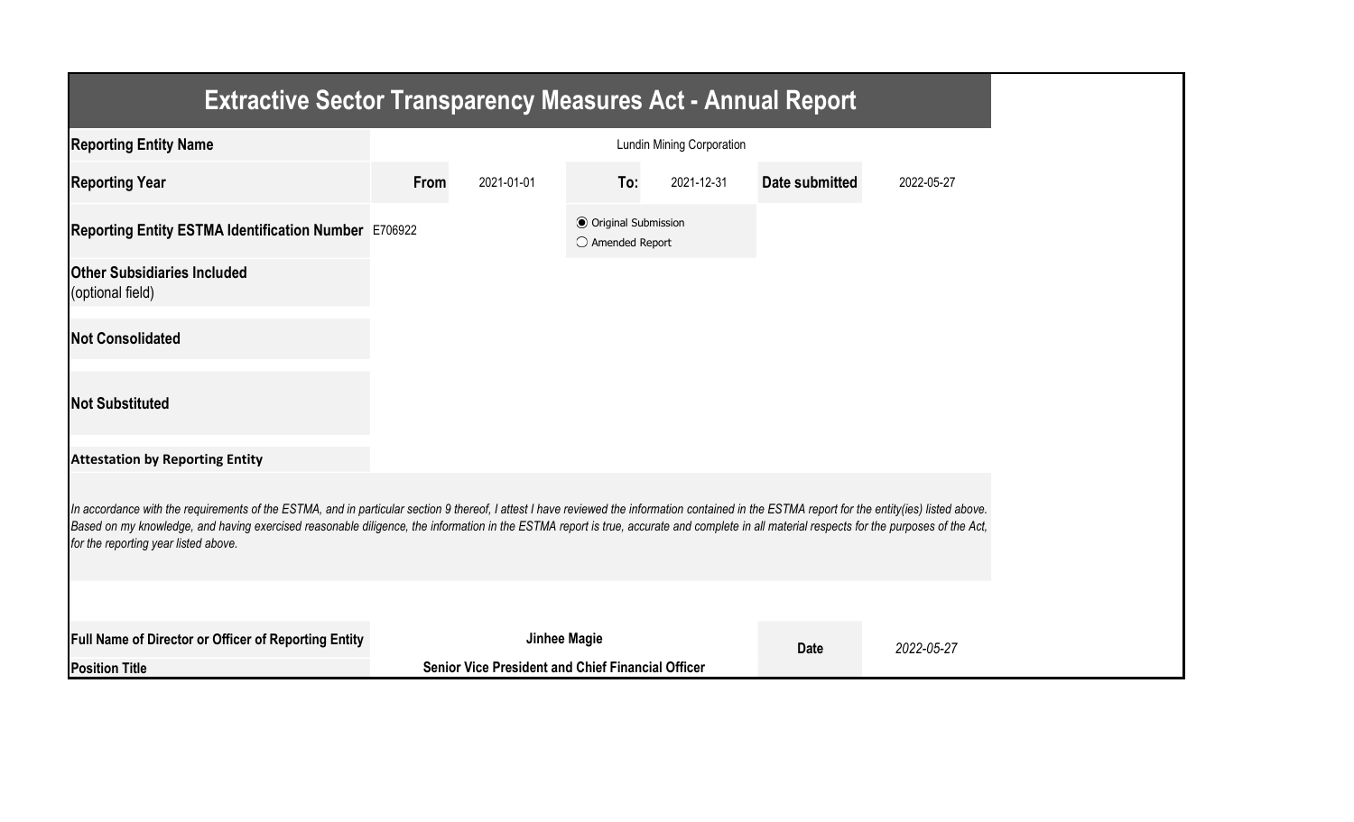# Extractive Sector Transparency Measures Act - Annual Report

| | | | | | | |
|---|---|---|---|---|---|---|
| **Reporting Entity Name** | Lundin Mining Corporation | | | | | |
| **Reporting Year** | **From** | 2021-01-01 | **To:** | 2021-12-31 | **Date submitted** | 2022-05-27 |
| **Reporting Entity ESTMA Identification Number** | E706922 | | ◉ Original Submission<br>○ Amended Report | | | |
| **Other Subsidiaries Included** (optional field) | | | | | | |
| **Not Consolidated** | | | | | | |
| **Not Substituted** | | | | | | |

**Attestation by Reporting Entity**

*In accordance with the requirements of the ESTMA, and in particular section 9 thereof, I attest I have reviewed the information contained in the ESTMA report for the entity(ies) listed above. Based on my knowledge, and having exercised reasonable diligence, the information in the ESTMA report is true, accurate and complete in all material respects for the purposes of the Act, for the reporting year listed above.*

| | | | |
|---|---|---|---|
| **Full Name of Director or Officer of Reporting Entity** | **Jinhee Magie** | **Date** | *2022-05-27* |
| **Position Title** | **Senior Vice President and Chief Financial Officer** | | |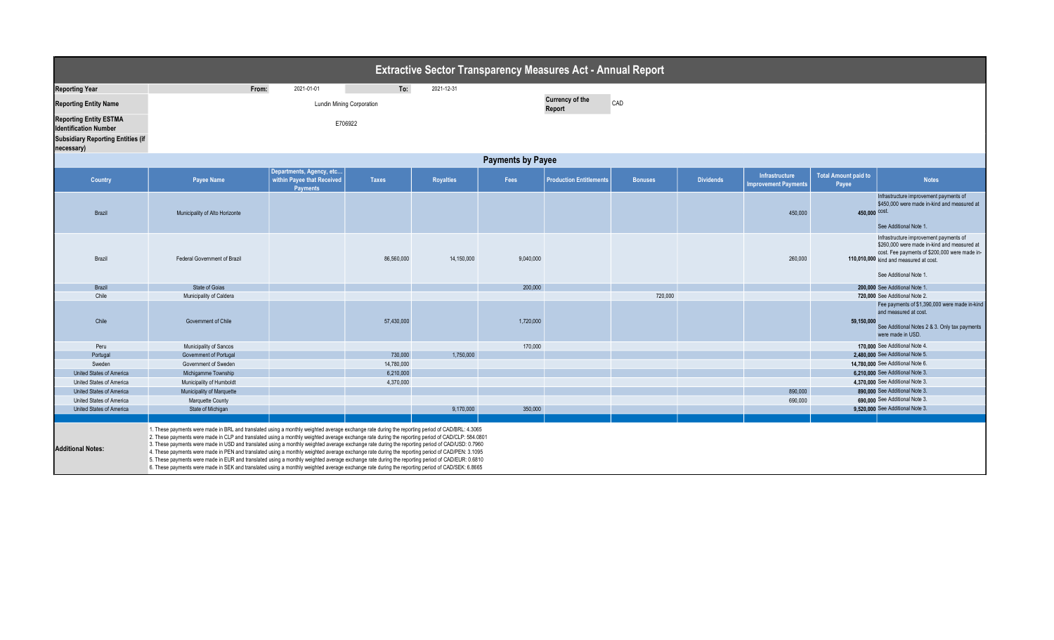# Extractive Sector Transparency Measures Act - Annual Report

| | | | | |
|---|---|---|---|---|
| **Reporting Year** | From: | 2021-01-01 | To: | 2021-12-31 |
| **Reporting Entity Name** | Lundin Mining Corporation | | **Currency of the Report** | CAD |
| **Reporting Entity ESTMA Identification Number** | E706922 | | | |
| **Subsidiary Reporting Entities (if necessary)** | | | | |

## Payments by Payee

| Country | Payee Name | Departments, Agency, etc… within Payee that Received Payments | Taxes | Royalties | Fees | Production Entitlements | Bonuses | Dividends | Infrastructure Improvement Payments | Total Amount paid to Payee | Notes |
|---|---|---|---|---|---|---|---|---|---|---|---|
| Brazil | Municipality of Alto Horizonte | | | | | | | | 450,000 | **450,000** | Infrastructure improvement payments of $450,000 were made in-kind and measured at cost. See Additional Note 1. |
| Brazil | Federal Government of Brazil | | 86,560,000 | 14,150,000 | 9,040,000 | | | | 260,000 | **110,010,000** | Infrastructure improvement payments of $260,000 were made in-kind and measured at cost. Fee payments of $200,000 were made in-kind and measured at cost. See Additional Note 1. |
| Brazil | State of Goias | | | | 200,000 | | | | | **200,000** | See Additional Note 1. |
| Chile | Municipality of Caldera | | | | | | 720,000 | | | **720,000** | See Additional Note 2. |
| Chile | Government of Chile | | 57,430,000 | | 1,720,000 | | | | | **59,150,000** | Fee payments of $1,390,000 were made in-kind and measured at cost. See Additional Notes 2 & 3. Only tax payments were made in USD. |
| Peru | Municipality of Sancos | | | | 170,000 | | | | | **170,000** | See Additional Note 4. |
| Portugal | Government of Portugal | | 730,000 | 1,750,000 | | | | | | **2,480,000** | See Additional Note 5. |
| Sweden | Government of Sweden | | 14,780,000 | | | | | | | **14,780,000** | See Additional Note 6. |
| United States of America | Michigamme Township | | 6,210,000 | | | | | | | **6,210,000** | See Additional Note 3. |
| United States of America | Municipality of Humboldt | | 4,370,000 | | | | | | | **4,370,000** | See Additional Note 3. |
| United States of America | Municipality of Marquette | | | | | | | | 890,000 | **890,000** | See Additional Note 3. |
| United States of America | Marquette County | | | | | | | | 690,000 | **690,000** | See Additional Note 3. |
| United States of America | State of Michigan | | | 9,170,000 | 350,000 | | | | | **9,520,000** | See Additional Note 3. |

**Additional Notes:**

1. These payments were made in BRL and translated using a monthly weighted average exchange rate during the reporting period of CAD/BRL: 4.3065
2. These payments were made in CLP and translated using a monthly weighted average exchange rate during the reporting period of CAD/CLP: 584.0801
3. These payments were made in USD and translated using a monthly weighted average exchange rate during the reporting period of CAD/USD: 0.7960
4. These payments were made in PEN and translated using a monthly weighted average exchange rate during the reporting period of CAD/PEN: 3.1095
5. These payments were made in EUR and translated using a monthly weighted average exchange rate during the reporting period of CAD/EUR: 0.6810
6. These payments were made in SEK and translated using a monthly weighted average exchange rate during the reporting period of CAD/SEK: 6.8665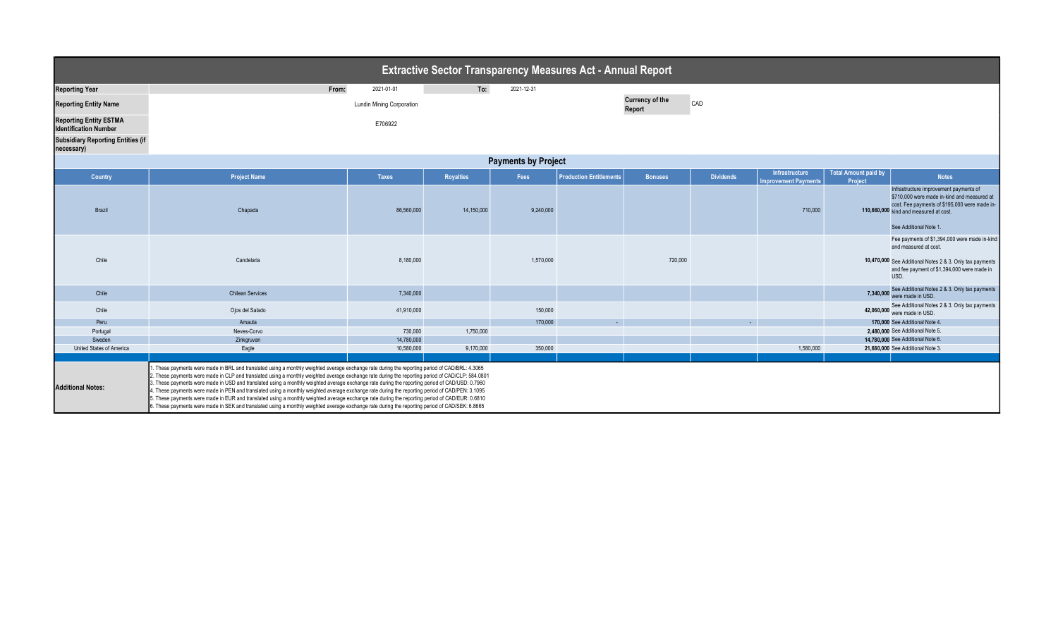# Extractive Sector Transparency Measures Act - Annual Report

| | |
|---|---|
| **Reporting Year** | From: 2021-01-01 To: 2021-12-31 |
| **Reporting Entity Name** | Lundin Mining Corporation |
| **Currency of the Report** | CAD |
| **Reporting Entity ESTMA Identification Number** | E706922 |
| **Subsidiary Reporting Entities (if necessary)** | |

## Payments by Project

| Country | Project Name | Taxes | Royalties | Fees | Production Entitlements | Bonuses | Dividends | Infrastructure Improvement Payments | Total Amount paid by Project | Notes |
|---|---|---|---|---|---|---|---|---|---|---|
| Brazil | Chapada | 86,560,000 | 14,150,000 | 9,240,000 | | | | 710,000 | 110,660,000 | Infrastructure improvement payments of $710,000 were made in-kind and measured at cost. Fee payments of $195,000 were made in-kind and measured at cost. See Additional Note 1. |
| Chile | Candelaria | 8,180,000 | | 1,570,000 | | 720,000 | | | 10,470,000 | Fee payments of $1,394,000 were made in-kind and measured at cost. See Additional Notes 2 & 3. Only tax payments and fee payment of $1,394,000 were made in USD. |
| Chile | Chilean Services | 7,340,000 | | | | | | | 7,340,000 | See Additional Notes 2 & 3. Only tax payments were made in USD. |
| Chile | Ojos del Salado | 41,910,000 | | 150,000 | | | | | 42,060,000 | See Additional Notes 2 & 3. Only tax payments were made in USD. |
| Peru | Amauta | | | 170,000 | - | | - | | 170,000 | See Additional Note 4. |
| Portugal | Neves-Corvo | 730,000 | 1,750,000 | | | | | | 2,480,000 | See Additional Note 5. |
| Sweden | Zinkgruvan | 14,780,000 | | | | | | | 14,780,000 | See Additional Note 6. |
| United States of America | Eagle | 10,580,000 | 9,170,000 | 350,000 | | | | 1,580,000 | 21,680,000 | See Additional Note 3. |

**Additional Notes:**

1. These payments were made in BRL and translated using a monthly weighted average exchange rate during the reporting period of CAD/BRL: 4.3065
2. These payments were made in CLP and translated using a monthly weighted average exchange rate during the reporting period of CAD/CLP: 584.0801
3. These payments were made in USD and translated using a monthly weighted average exchange rate during the reporting period of CAD/USD: 0.7960
4. These payments were made in PEN and translated using a monthly weighted average exchange rate during the reporting period of CAD/PEN: 3.1095
5. These payments were made in EUR and translated using a monthly weighted average exchange rate during the reporting period of CAD/EUR: 0.6810
6. These payments were made in SEK and translated using a monthly weighted average exchange rate during the reporting period of CAD/SEK: 6.8665